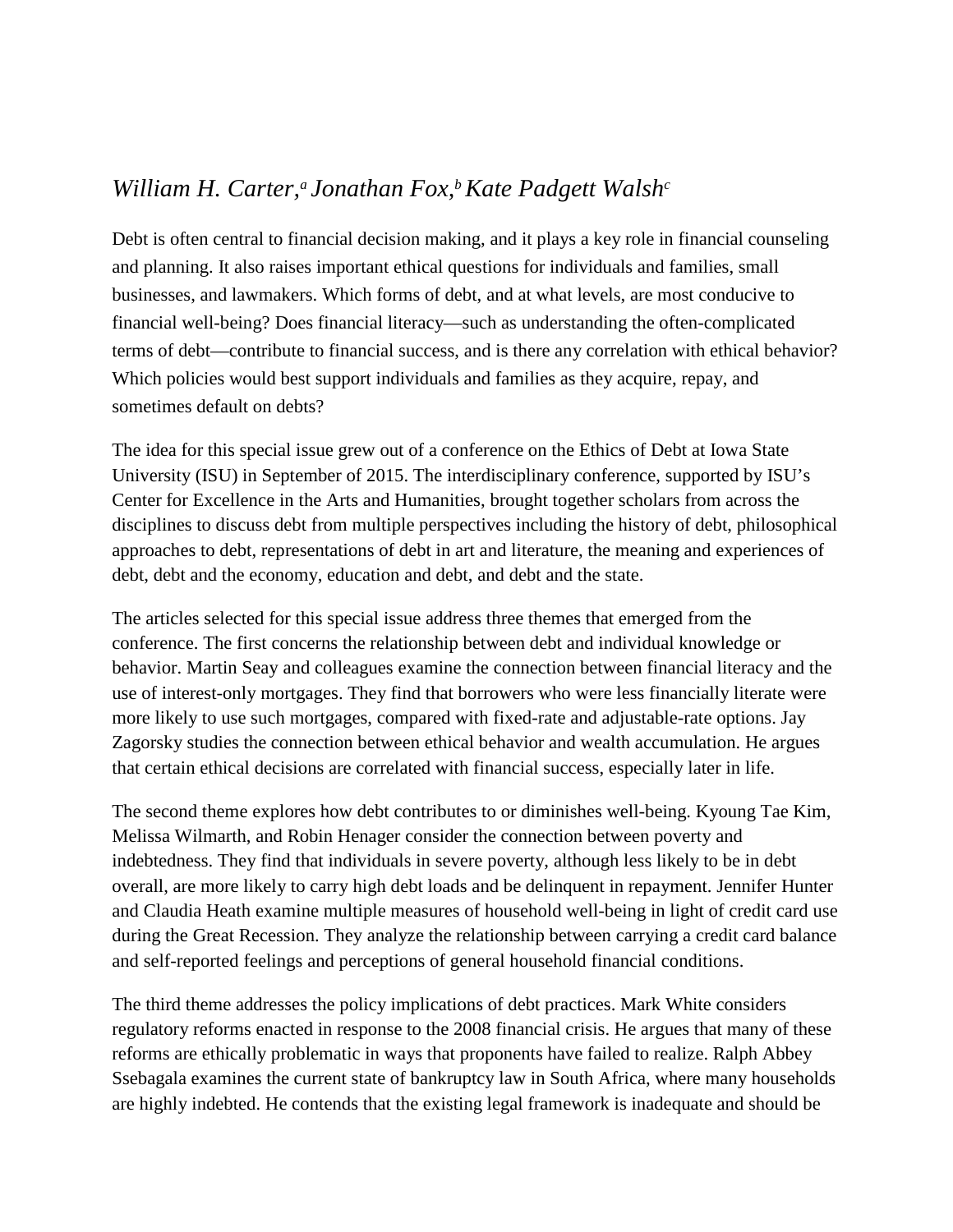*William H. Carter,*[a] *Jonathan Fox,*[b] *Kate Padgett Walsh*[c]

Debt is often central to financial decision making, and it plays a key role in financial counseling and planning. It also raises important ethical questions for individuals and families, small businesses, and lawmakers. Which forms of debt, and at what levels, are most conducive to financial well-being? Does financial literacy—such as understanding the often-complicated terms of debt—contribute to financial success, and is there any correlation with ethical behavior? Which policies would best support individuals and families as they acquire, repay, and sometimes default on debts?

The idea for this special issue grew out of a conference on the Ethics of Debt at Iowa State University (ISU) in September of 2015. The interdisciplinary conference, supported by ISU's Center for Excellence in the Arts and Humanities, brought together scholars from across the disciplines to discuss debt from multiple perspectives including the history of debt, philosophical approaches to debt, representations of debt in art and literature, the meaning and experiences of debt, debt and the economy, education and debt, and debt and the state.

The articles selected for this special issue address three themes that emerged from the conference. The first concerns the relationship between debt and individual knowledge or behavior. Martin Seay and colleagues examine the connection between financial literacy and the use of interest-only mortgages. They find that borrowers who were less financially literate were more likely to use such mortgages, compared with fixed-rate and adjustable-rate options. Jay Zagorsky studies the connection between ethical behavior and wealth accumulation. He argues that certain ethical decisions are correlated with financial success, especially later in life.

The second theme explores how debt contributes to or diminishes well-being. Kyoung Tae Kim, Melissa Wilmarth, and Robin Henager consider the connection between poverty and indebtedness. They find that individuals in severe poverty, although less likely to be in debt overall, are more likely to carry high debt loads and be delinquent in repayment. Jennifer Hunter and Claudia Heath examine multiple measures of household well-being in light of credit card use during the Great Recession. They analyze the relationship between carrying a credit card balance and self-reported feelings and perceptions of general household financial conditions.

The third theme addresses the policy implications of debt practices. Mark White considers regulatory reforms enacted in response to the 2008 financial crisis. He argues that many of these reforms are ethically problematic in ways that proponents have failed to realize. Ralph Abbey Ssebagala examines the current state of bankruptcy law in South Africa, where many households are highly indebted. He contends that the existing legal framework is inadequate and should be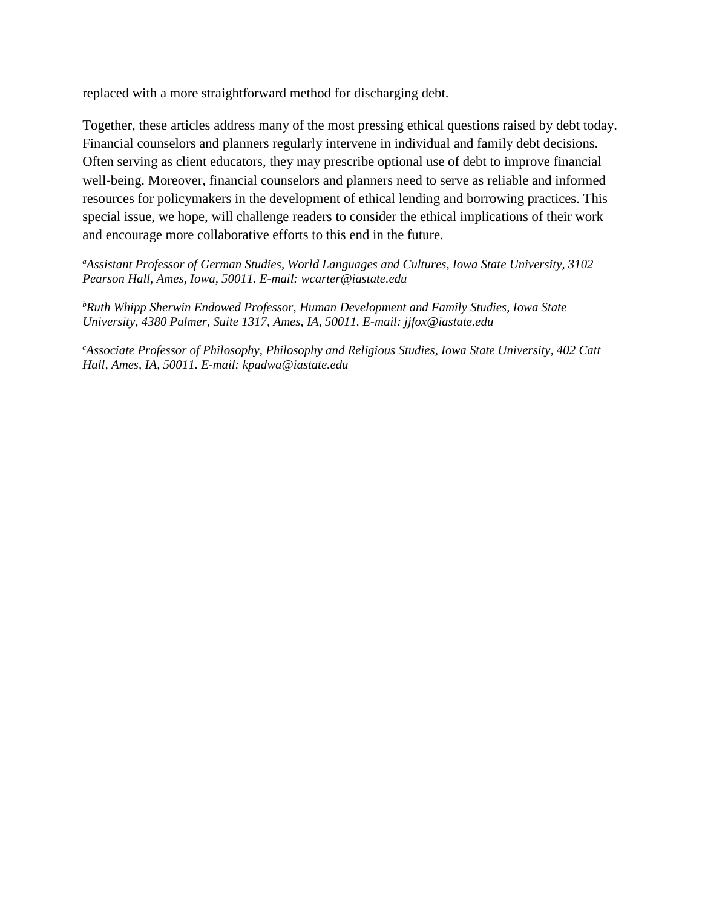replaced with a more straightforward method for discharging debt.

Together, these articles address many of the most pressing ethical questions raised by debt today. Financial counselors and planners regularly intervene in individual and family debt decisions. Often serving as client educators, they may prescribe optional use of debt to improve financial well-being. Moreover, financial counselors and planners need to serve as reliable and informed resources for policymakers in the development of ethical lending and borrowing practices. This special issue, we hope, will challenge readers to consider the ethical implications of their work and encourage more collaborative efforts to this end in the future.

[a]*Assistant Professor of German Studies, World Languages and Cultures, Iowa State University, 3102 Pearson Hall, Ames, Iowa, 50011. E-mail: wcarter@iastate.edu*

[b]*Ruth Whipp Sherwin Endowed Professor, Human Development and Family Studies, Iowa State University, 4380 Palmer, Suite 1317, Ames, IA, 50011. E-mail: jjfox@iastate.edu*

[c]*Associate Professor of Philosophy, Philosophy and Religious Studies, Iowa State University, 402 Catt Hall, Ames, IA, 50011. E-mail: kpadwa@iastate.edu*